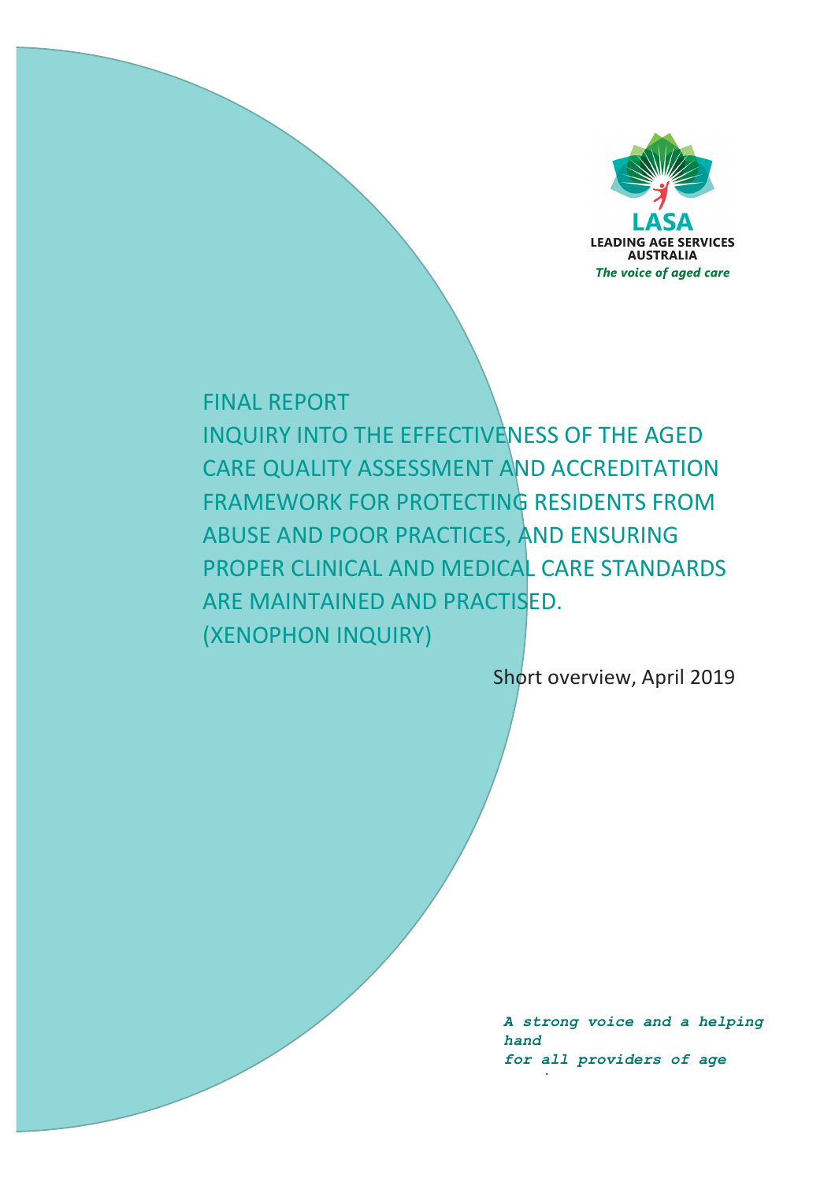LASA

LEADING AGE SERVICES AUSTRALIA

*The voice of aged care*

# FINAL REPORT

# INQUIRY INTO THE EFFECTIVENESS OF THE AGED CARE QUALITY ASSESSMENT AND ACCREDITATION FRAMEWORK FOR PROTECTING RESIDENTS FROM ABUSE AND POOR PRACTICES, AND ENSURING PROPER CLINICAL AND MEDICAL CARE STANDARDS ARE MAINTAINED AND PRACTISED. (XENOPHON INQUIRY)

Short overview, April 2019

***A strong voice and a helping hand***
***for all providers of age***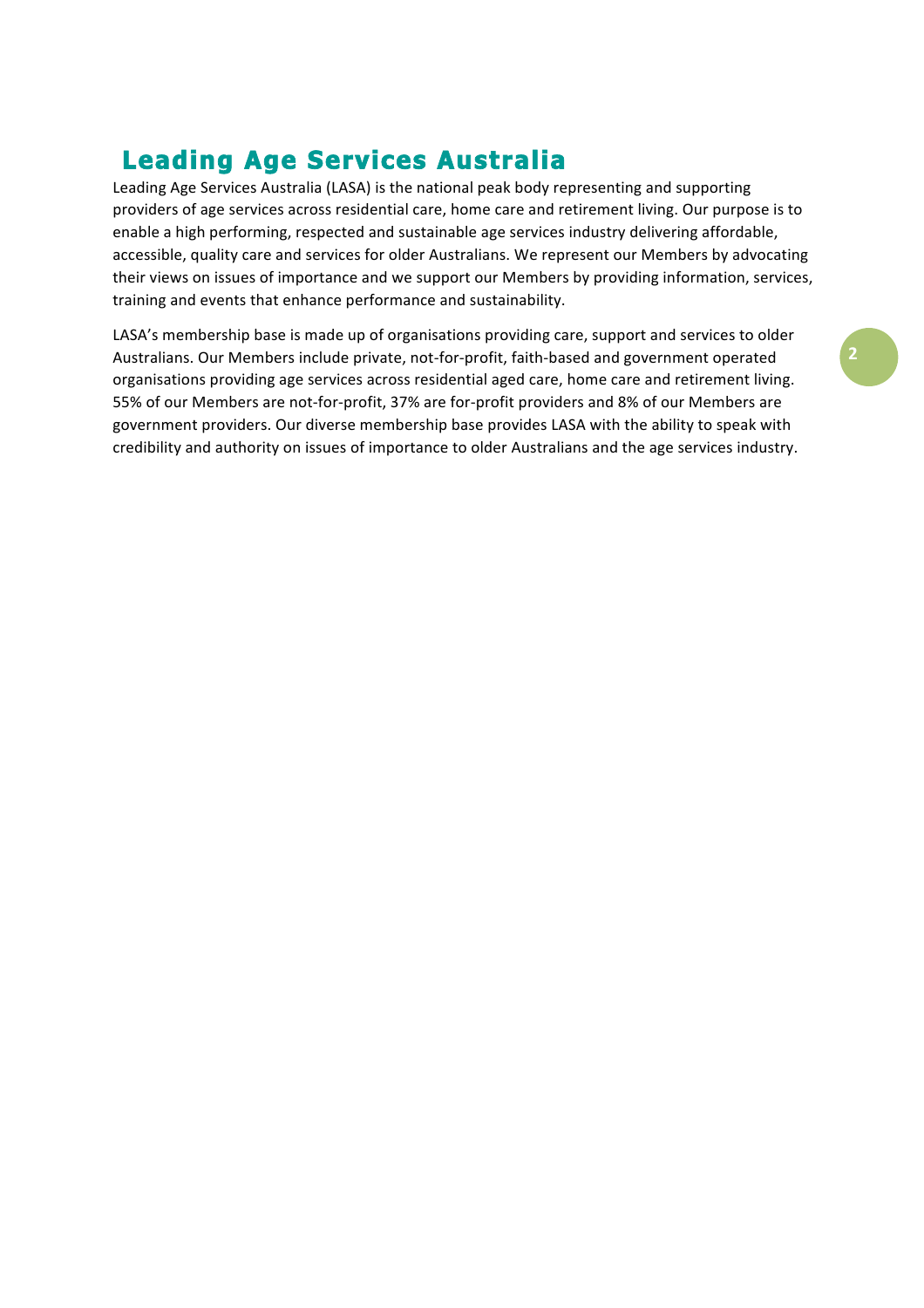# Leading Age Services Australia

Leading Age Services Australia (LASA) is the national peak body representing and supporting providers of age services across residential care, home care and retirement living. Our purpose is to enable a high performing, respected and sustainable age services industry delivering affordable, accessible, quality care and services for older Australians. We represent our Members by advocating their views on issues of importance and we support our Members by providing information, services, training and events that enhance performance and sustainability.

LASA's membership base is made up of organisations providing care, support and services to older Australians. Our Members include private, not-for-profit, faith-based and government operated organisations providing age services across residential aged care, home care and retirement living. 55% of our Members are not-for-profit, 37% are for-profit providers and 8% of our Members are government providers. Our diverse membership base provides LASA with the ability to speak with credibility and authority on issues of importance to older Australians and the age services industry.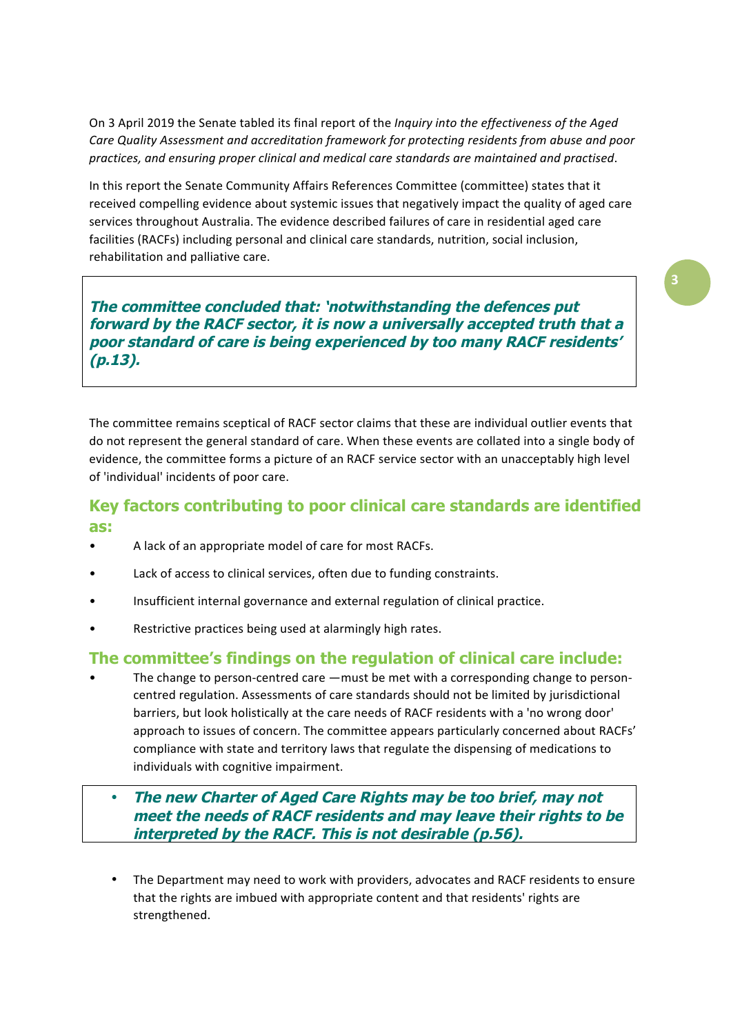On 3 April 2019 the Senate tabled its final report of the *Inquiry into the effectiveness of the Aged Care Quality Assessment and accreditation framework for protecting residents from abuse and poor practices, and ensuring proper clinical and medical care standards are maintained and practised*.

In this report the Senate Community Affairs References Committee (committee) states that it received compelling evidence about systemic issues that negatively impact the quality of aged care services throughout Australia. The evidence described failures of care in residential aged care facilities (RACFs) including personal and clinical care standards, nutrition, social inclusion, rehabilitation and palliative care.

> ***The committee concluded that: 'notwithstanding the defences put forward by the RACF sector, it is now a universally accepted truth that a poor standard of care is being experienced by too many RACF residents' (p.13).***

The committee remains sceptical of RACF sector claims that these are individual outlier events that do not represent the general standard of care. When these events are collated into a single body of evidence, the committee forms a picture of an RACF service sector with an unacceptably high level of 'individual' incidents of poor care.

## Key factors contributing to poor clinical care standards are identified as:

- A lack of an appropriate model of care for most RACFs.
- Lack of access to clinical services, often due to funding constraints.
- Insufficient internal governance and external regulation of clinical practice.
- Restrictive practices being used at alarmingly high rates.

## The committee's findings on the regulation of clinical care include:

- The change to person-centred care —must be met with a corresponding change to person-centred regulation. Assessments of care standards should not be limited by jurisdictional barriers, but look holistically at the care needs of RACF residents with a 'no wrong door' approach to issues of concern. The committee appears particularly concerned about RACFs' compliance with state and territory laws that regulate the dispensing of medications to individuals with cognitive impairment.

> - ***The new Charter of Aged Care Rights may be too brief, may not meet the needs of RACF residents and may leave their rights to be interpreted by the RACF. This is not desirable (p.56).***

- The Department may need to work with providers, advocates and RACF residents to ensure that the rights are imbued with appropriate content and that residents' rights are strengthened.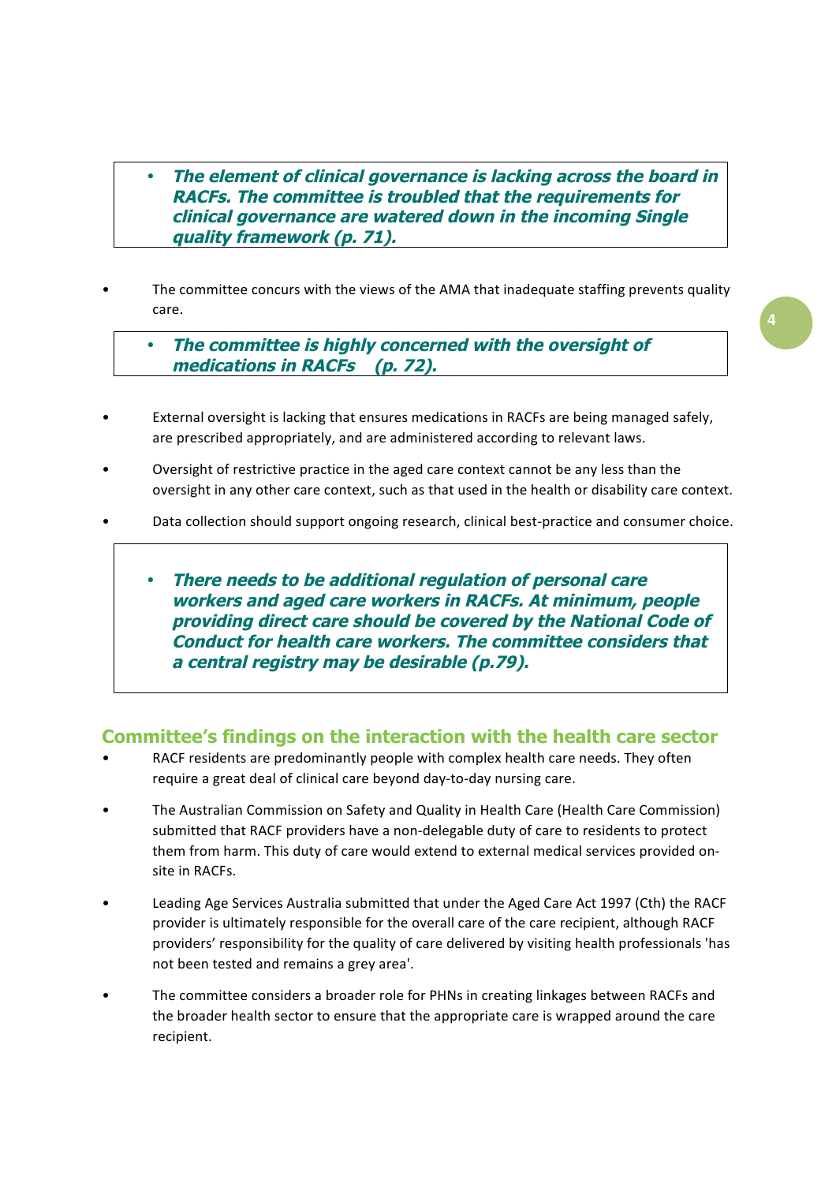- ***The element of clinical governance is lacking across the board in RACFs. The committee is troubled that the requirements for clinical governance are watered down in the incoming Single quality framework (p. 71).***

- The committee concurs with the views of the AMA that inadequate staffing prevents quality care.

- ***The committee is highly concerned with the oversight of medications in RACFs (p. 72).***

- External oversight is lacking that ensures medications in RACFs are being managed safely, are prescribed appropriately, and are administered according to relevant laws.
- Oversight of restrictive practice in the aged care context cannot be any less than the oversight in any other care context, such as that used in the health or disability care context.
- Data collection should support ongoing research, clinical best-practice and consumer choice.

- ***There needs to be additional regulation of personal care workers and aged care workers in RACFs. At minimum, people providing direct care should be covered by the National Code of Conduct for health care workers. The committee considers that a central registry may be desirable (p.79).***

## Committee's findings on the interaction with the health care sector

- RACF residents are predominantly people with complex health care needs. They often require a great deal of clinical care beyond day-to-day nursing care.
- The Australian Commission on Safety and Quality in Health Care (Health Care Commission) submitted that RACF providers have a non-delegable duty of care to residents to protect them from harm. This duty of care would extend to external medical services provided on-site in RACFs.
- Leading Age Services Australia submitted that under the Aged Care Act 1997 (Cth) the RACF provider is ultimately responsible for the overall care of the care recipient, although RACF providers' responsibility for the quality of care delivered by visiting health professionals 'has not been tested and remains a grey area'.
- The committee considers a broader role for PHNs in creating linkages between RACFs and the broader health sector to ensure that the appropriate care is wrapped around the care recipient.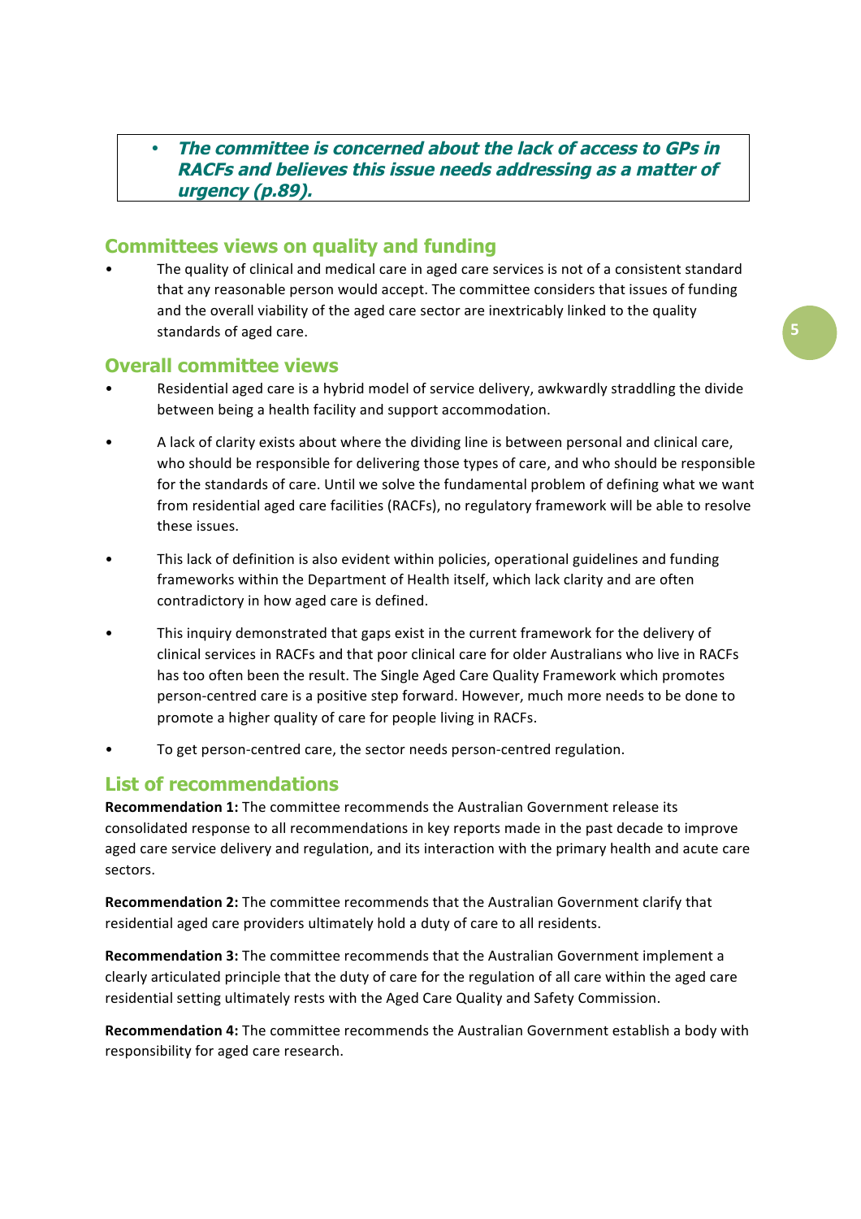- ***The committee is concerned about the lack of access to GPs in RACFs and believes this issue needs addressing as a matter of urgency (p.89).***

## Committees views on quality and funding

- The quality of clinical and medical care in aged care services is not of a consistent standard that any reasonable person would accept. The committee considers that issues of funding and the overall viability of the aged care sector are inextricably linked to the quality standards of aged care.

## Overall committee views

- Residential aged care is a hybrid model of service delivery, awkwardly straddling the divide between being a health facility and support accommodation.
- A lack of clarity exists about where the dividing line is between personal and clinical care, who should be responsible for delivering those types of care, and who should be responsible for the standards of care. Until we solve the fundamental problem of defining what we want from residential aged care facilities (RACFs), no regulatory framework will be able to resolve these issues.
- This lack of definition is also evident within policies, operational guidelines and funding frameworks within the Department of Health itself, which lack clarity and are often contradictory in how aged care is defined.
- This inquiry demonstrated that gaps exist in the current framework for the delivery of clinical services in RACFs and that poor clinical care for older Australians who live in RACFs has too often been the result. The Single Aged Care Quality Framework which promotes person-centred care is a positive step forward. However, much more needs to be done to promote a higher quality of care for people living in RACFs.
- To get person-centred care, the sector needs person-centred regulation.

## List of recommendations

**Recommendation 1:** The committee recommends the Australian Government release its consolidated response to all recommendations in key reports made in the past decade to improve aged care service delivery and regulation, and its interaction with the primary health and acute care sectors.

**Recommendation 2:** The committee recommends that the Australian Government clarify that residential aged care providers ultimately hold a duty of care to all residents.

**Recommendation 3:** The committee recommends that the Australian Government implement a clearly articulated principle that the duty of care for the regulation of all care within the aged care residential setting ultimately rests with the Aged Care Quality and Safety Commission.

**Recommendation 4:** The committee recommends the Australian Government establish a body with responsibility for aged care research.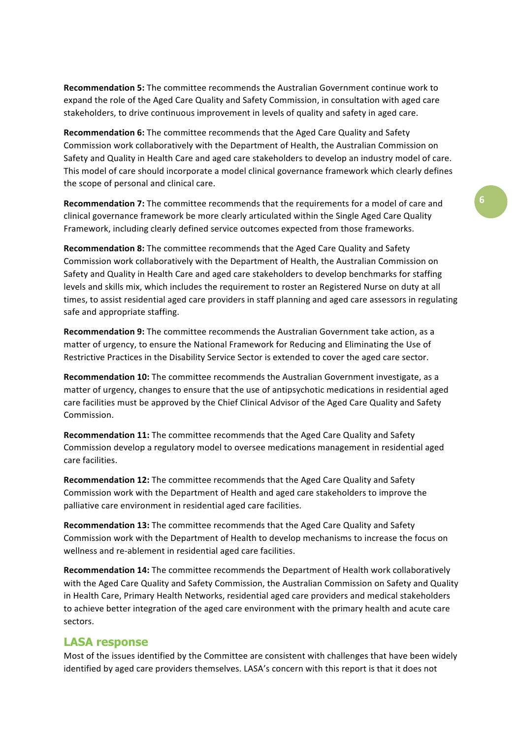**Recommendation 5:** The committee recommends the Australian Government continue work to expand the role of the Aged Care Quality and Safety Commission, in consultation with aged care stakeholders, to drive continuous improvement in levels of quality and safety in aged care.

**Recommendation 6:** The committee recommends that the Aged Care Quality and Safety Commission work collaboratively with the Department of Health, the Australian Commission on Safety and Quality in Health Care and aged care stakeholders to develop an industry model of care. This model of care should incorporate a model clinical governance framework which clearly defines the scope of personal and clinical care.

**Recommendation 7:** The committee recommends that the requirements for a model of care and clinical governance framework be more clearly articulated within the Single Aged Care Quality Framework, including clearly defined service outcomes expected from those frameworks.

**Recommendation 8:** The committee recommends that the Aged Care Quality and Safety Commission work collaboratively with the Department of Health, the Australian Commission on Safety and Quality in Health Care and aged care stakeholders to develop benchmarks for staffing levels and skills mix, which includes the requirement to roster an Registered Nurse on duty at all times, to assist residential aged care providers in staff planning and aged care assessors in regulating safe and appropriate staffing.

**Recommendation 9:** The committee recommends the Australian Government take action, as a matter of urgency, to ensure the National Framework for Reducing and Eliminating the Use of Restrictive Practices in the Disability Service Sector is extended to cover the aged care sector.

**Recommendation 10:** The committee recommends the Australian Government investigate, as a matter of urgency, changes to ensure that the use of antipsychotic medications in residential aged care facilities must be approved by the Chief Clinical Advisor of the Aged Care Quality and Safety Commission.

**Recommendation 11:** The committee recommends that the Aged Care Quality and Safety Commission develop a regulatory model to oversee medications management in residential aged care facilities.

**Recommendation 12:** The committee recommends that the Aged Care Quality and Safety Commission work with the Department of Health and aged care stakeholders to improve the palliative care environment in residential aged care facilities.

**Recommendation 13:** The committee recommends that the Aged Care Quality and Safety Commission work with the Department of Health to develop mechanisms to increase the focus on wellness and re-ablement in residential aged care facilities.

**Recommendation 14:** The committee recommends the Department of Health work collaboratively with the Aged Care Quality and Safety Commission, the Australian Commission on Safety and Quality in Health Care, Primary Health Networks, residential aged care providers and medical stakeholders to achieve better integration of the aged care environment with the primary health and acute care sectors.

## LASA response

Most of the issues identified by the Committee are consistent with challenges that have been widely identified by aged care providers themselves. LASA's concern with this report is that it does not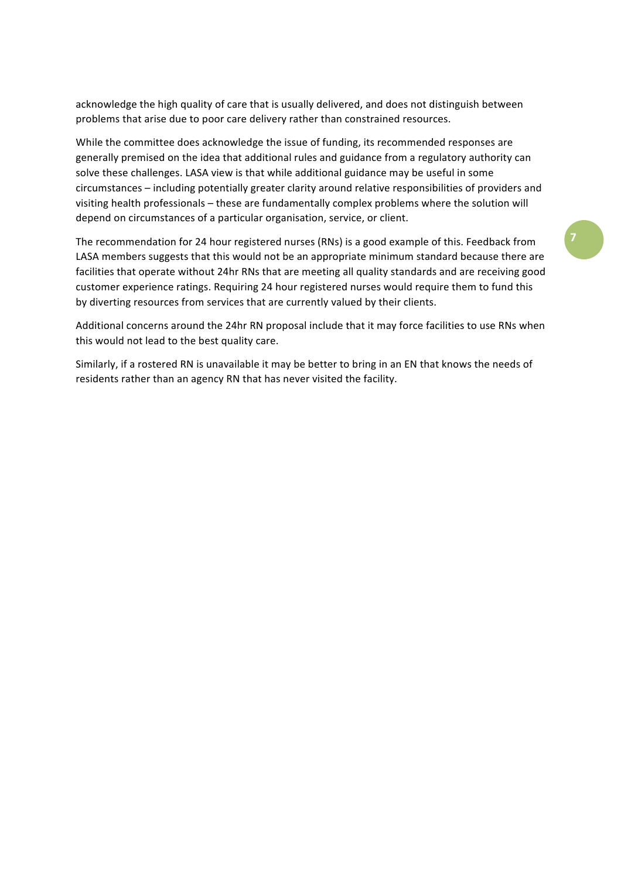acknowledge the high quality of care that is usually delivered, and does not distinguish between problems that arise due to poor care delivery rather than constrained resources.

While the committee does acknowledge the issue of funding, its recommended responses are generally premised on the idea that additional rules and guidance from a regulatory authority can solve these challenges. LASA view is that while additional guidance may be useful in some circumstances – including potentially greater clarity around relative responsibilities of providers and visiting health professionals – these are fundamentally complex problems where the solution will depend on circumstances of a particular organisation, service, or client.

The recommendation for 24 hour registered nurses (RNs) is a good example of this. Feedback from LASA members suggests that this would not be an appropriate minimum standard because there are facilities that operate without 24hr RNs that are meeting all quality standards and are receiving good customer experience ratings. Requiring 24 hour registered nurses would require them to fund this by diverting resources from services that are currently valued by their clients.

Additional concerns around the 24hr RN proposal include that it may force facilities to use RNs when this would not lead to the best quality care.

Similarly, if a rostered RN is unavailable it may be better to bring in an EN that knows the needs of residents rather than an agency RN that has never visited the facility.